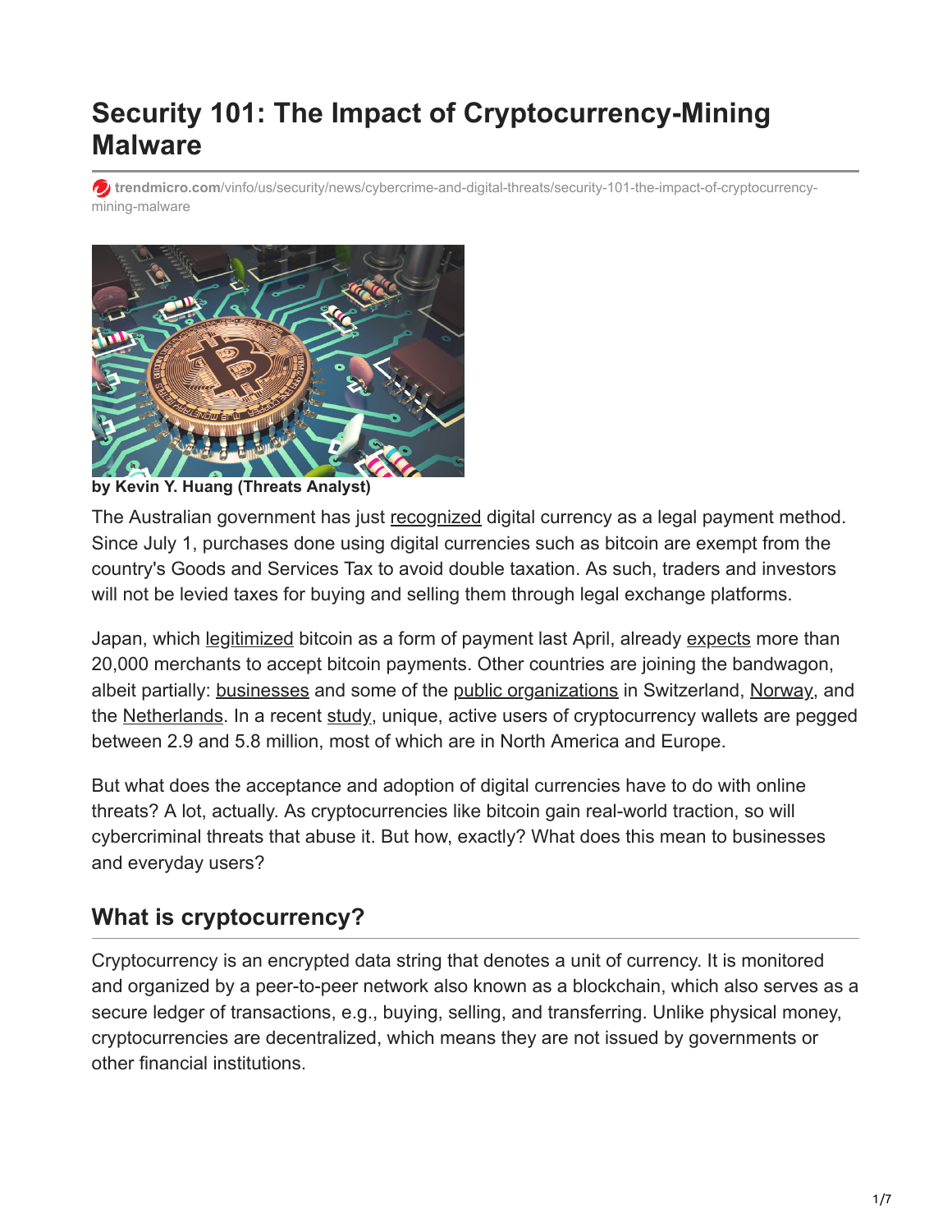# Security 101: The Impact of Cryptocurrency-Mining Malware

trendmicro.com/vinfo/us/security/news/cybercrime-and-digital-threats/security-101-the-impact-of-cryptocurrency-mining-malware

**by Kevin Y. Huang (Threats Analyst)**

The Australian government has just recognized digital currency as a legal payment method. Since July 1, purchases done using digital currencies such as bitcoin are exempt from the country's Goods and Services Tax to avoid double taxation. As such, traders and investors will not be levied taxes for buying and selling them through legal exchange platforms.

Japan, which legitimized bitcoin as a form of payment last April, already expects more than 20,000 merchants to accept bitcoin payments. Other countries are joining the bandwagon, albeit partially: businesses and some of the public organizations in Switzerland, Norway, and the Netherlands. In a recent study, unique, active users of cryptocurrency wallets are pegged between 2.9 and 5.8 million, most of which are in North America and Europe.

But what does the acceptance and adoption of digital currencies have to do with online threats? A lot, actually. As cryptocurrencies like bitcoin gain real-world traction, so will cybercriminal threats that abuse it. But how, exactly? What does this mean to businesses and everyday users?

## What is cryptocurrency?

Cryptocurrency is an encrypted data string that denotes a unit of currency. It is monitored and organized by a peer-to-peer network also known as a blockchain, which also serves as a secure ledger of transactions, e.g., buying, selling, and transferring. Unlike physical money, cryptocurrencies are decentralized, which means they are not issued by governments or other financial institutions.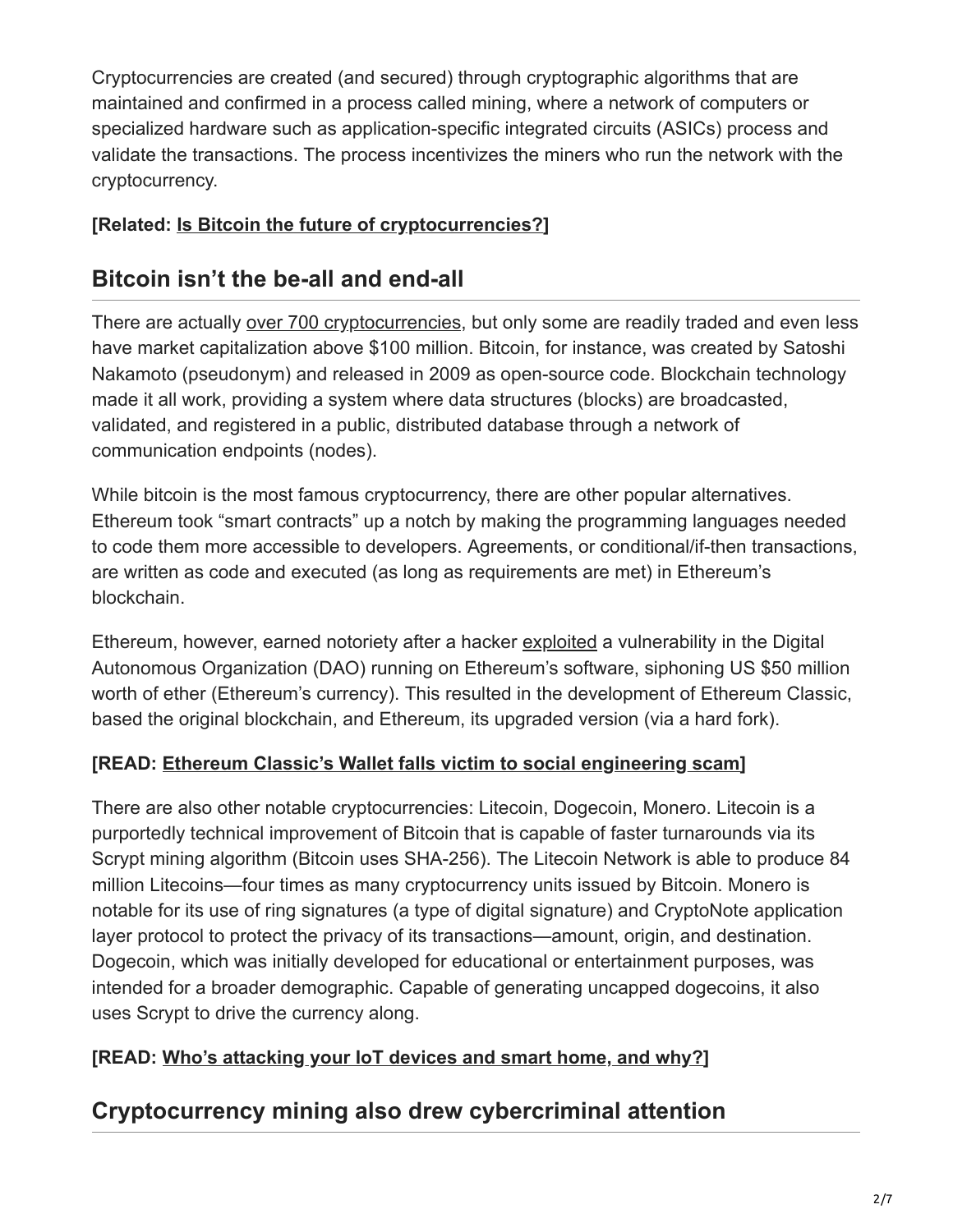Cryptocurrencies are created (and secured) through cryptographic algorithms that are maintained and confirmed in a process called mining, where a network of computers or specialized hardware such as application-specific integrated circuits (ASICs) process and validate the transactions. The process incentivizes the miners who run the network with the cryptocurrency.

**[Related: Is Bitcoin the future of cryptocurrencies?]**

## Bitcoin isn't the be-all and end-all

There are actually over 700 cryptocurrencies, but only some are readily traded and even less have market capitalization above $100 million. Bitcoin, for instance, was created by Satoshi Nakamoto (pseudonym) and released in 2009 as open-source code. Blockchain technology made it all work, providing a system where data structures (blocks) are broadcasted, validated, and registered in a public, distributed database through a network of communication endpoints (nodes).

While bitcoin is the most famous cryptocurrency, there are other popular alternatives. Ethereum took "smart contracts" up a notch by making the programming languages needed to code them more accessible to developers. Agreements, or conditional/if-then transactions, are written as code and executed (as long as requirements are met) in Ethereum's blockchain.

Ethereum, however, earned notoriety after a hacker exploited a vulnerability in the Digital Autonomous Organization (DAO) running on Ethereum's software, siphoning US $50 million worth of ether (Ethereum's currency). This resulted in the development of Ethereum Classic, based the original blockchain, and Ethereum, its upgraded version (via a hard fork).

**[READ: Ethereum Classic's Wallet falls victim to social engineering scam]**

There are also other notable cryptocurrencies: Litecoin, Dogecoin, Monero. Litecoin is a purportedly technical improvement of Bitcoin that is capable of faster turnarounds via its Scrypt mining algorithm (Bitcoin uses SHA-256). The Litecoin Network is able to produce 84 million Litecoins—four times as many cryptocurrency units issued by Bitcoin. Monero is notable for its use of ring signatures (a type of digital signature) and CryptoNote application layer protocol to protect the privacy of its transactions—amount, origin, and destination. Dogecoin, which was initially developed for educational or entertainment purposes, was intended for a broader demographic. Capable of generating uncapped dogecoins, it also uses Scrypt to drive the currency along.

**[READ: Who's attacking your IoT devices and smart home, and why?]**

## Cryptocurrency mining also drew cybercriminal attention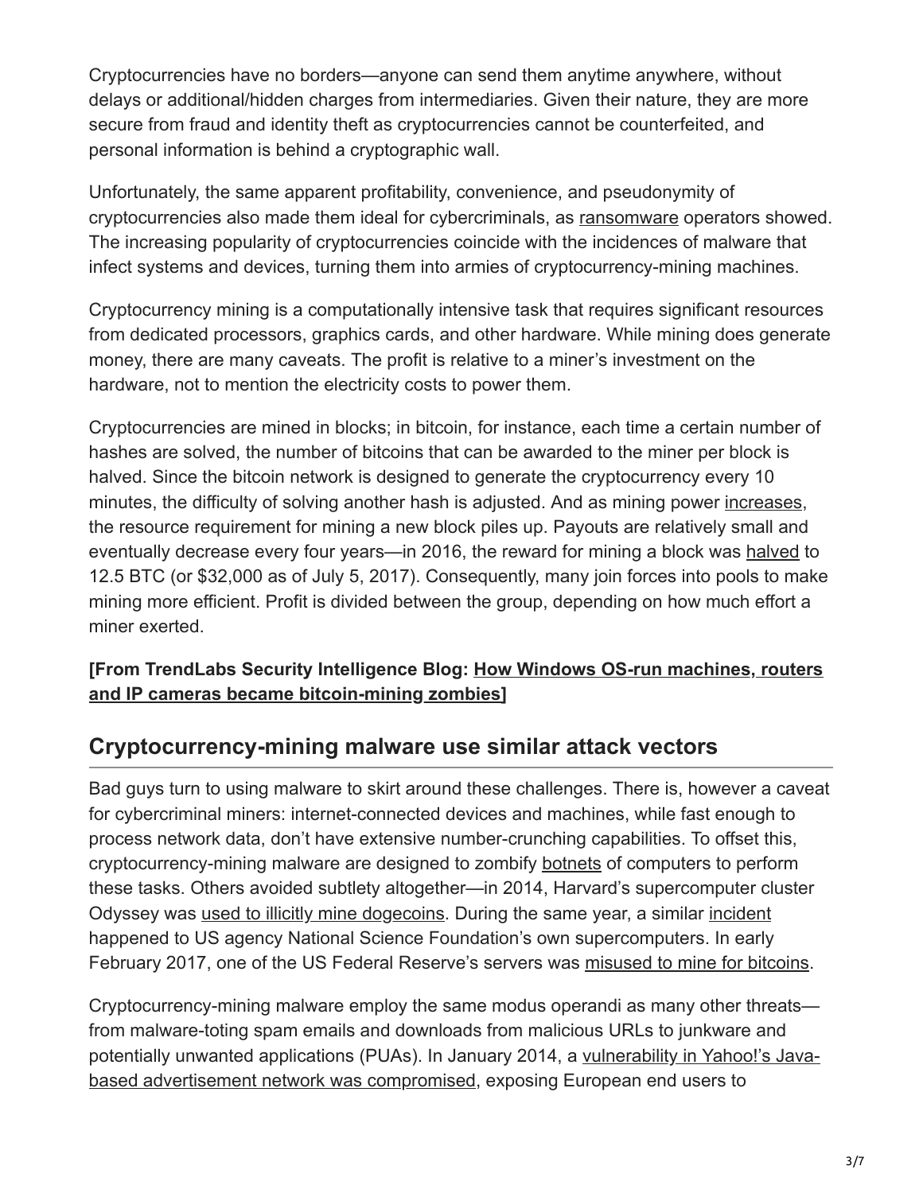Cryptocurrencies have no borders—anyone can send them anytime anywhere, without delays or additional/hidden charges from intermediaries. Given their nature, they are more secure from fraud and identity theft as cryptocurrencies cannot be counterfeited, and personal information is behind a cryptographic wall.

Unfortunately, the same apparent profitability, convenience, and pseudonymity of cryptocurrencies also made them ideal for cybercriminals, as ransomware operators showed. The increasing popularity of cryptocurrencies coincide with the incidences of malware that infect systems and devices, turning them into armies of cryptocurrency-mining machines.

Cryptocurrency mining is a computationally intensive task that requires significant resources from dedicated processors, graphics cards, and other hardware. While mining does generate money, there are many caveats. The profit is relative to a miner's investment on the hardware, not to mention the electricity costs to power them.

Cryptocurrencies are mined in blocks; in bitcoin, for instance, each time a certain number of hashes are solved, the number of bitcoins that can be awarded to the miner per block is halved. Since the bitcoin network is designed to generate the cryptocurrency every 10 minutes, the difficulty of solving another hash is adjusted. And as mining power increases, the resource requirement for mining a new block piles up. Payouts are relatively small and eventually decrease every four years—in 2016, the reward for mining a block was halved to 12.5 BTC (or $32,000 as of July 5, 2017). Consequently, many join forces into pools to make mining more efficient. Profit is divided between the group, depending on how much effort a miner exerted.

**[From TrendLabs Security Intelligence Blog: How Windows OS-run machines, routers and IP cameras became bitcoin-mining zombies]**

## Cryptocurrency-mining malware use similar attack vectors

Bad guys turn to using malware to skirt around these challenges. There is, however a caveat for cybercriminal miners: internet-connected devices and machines, while fast enough to process network data, don't have extensive number-crunching capabilities. To offset this, cryptocurrency-mining malware are designed to zombify botnets of computers to perform these tasks. Others avoided subtlety altogether—in 2014, Harvard's supercomputer cluster Odyssey was used to illicitly mine dogecoins. During the same year, a similar incident happened to US agency National Science Foundation's own supercomputers. In early February 2017, one of the US Federal Reserve's servers was misused to mine for bitcoins.

Cryptocurrency-mining malware employ the same modus operandi as many other threats—from malware-toting spam emails and downloads from malicious URLs to junkware and potentially unwanted applications (PUAs). In January 2014, a vulnerability in Yahoo!'s Java-based advertisement network was compromised, exposing European end users to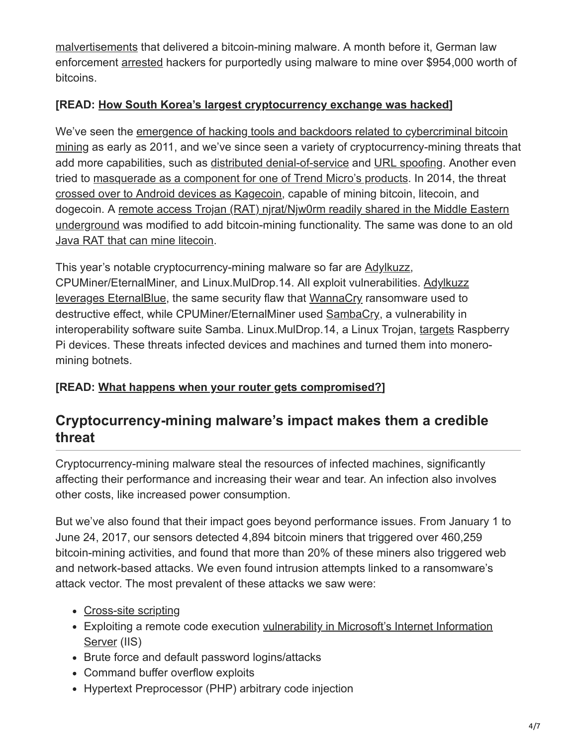malvertisements that delivered a bitcoin-mining malware. A month before it, German law enforcement arrested hackers for purportedly using malware to mine over $954,000 worth of bitcoins.

**[READ: How South Korea's largest cryptocurrency exchange was hacked]**

We've seen the emergence of hacking tools and backdoors related to cybercriminal bitcoin mining as early as 2011, and we've since seen a variety of cryptocurrency-mining threats that add more capabilities, such as distributed denial-of-service and URL spoofing. Another even tried to masquerade as a component for one of Trend Micro's products. In 2014, the threat crossed over to Android devices as Kagecoin, capable of mining bitcoin, litecoin, and dogecoin. A remote access Trojan (RAT) njrat/Njw0rm readily shared in the Middle Eastern underground was modified to add bitcoin-mining functionality. The same was done to an old Java RAT that can mine litecoin.

This year's notable cryptocurrency-mining malware so far are Adylkuzz, CPUMiner/EternalMiner, and Linux.MulDrop.14. All exploit vulnerabilities. Adylkuzz leverages EternalBlue, the same security flaw that WannaCry ransomware used to destructive effect, while CPUMiner/EternalMiner used SambaCry, a vulnerability in interoperability software suite Samba. Linux.MulDrop.14, a Linux Trojan, targets Raspberry Pi devices. These threats infected devices and machines and turned them into monero-mining botnets.

**[READ: What happens when your router gets compromised?]**

## Cryptocurrency-mining malware's impact makes them a credible threat

Cryptocurrency-mining malware steal the resources of infected machines, significantly affecting their performance and increasing their wear and tear. An infection also involves other costs, like increased power consumption.

But we've also found that their impact goes beyond performance issues. From January 1 to June 24, 2017, our sensors detected 4,894 bitcoin miners that triggered over 460,259 bitcoin-mining activities, and found that more than 20% of these miners also triggered web and network-based attacks. We even found intrusion attempts linked to a ransomware's attack vector. The most prevalent of these attacks we saw were:

- Cross-site scripting
- Exploiting a remote code execution vulnerability in Microsoft's Internet Information Server (IIS)
- Brute force and default password logins/attacks
- Command buffer overflow exploits
- Hypertext Preprocessor (PHP) arbitrary code injection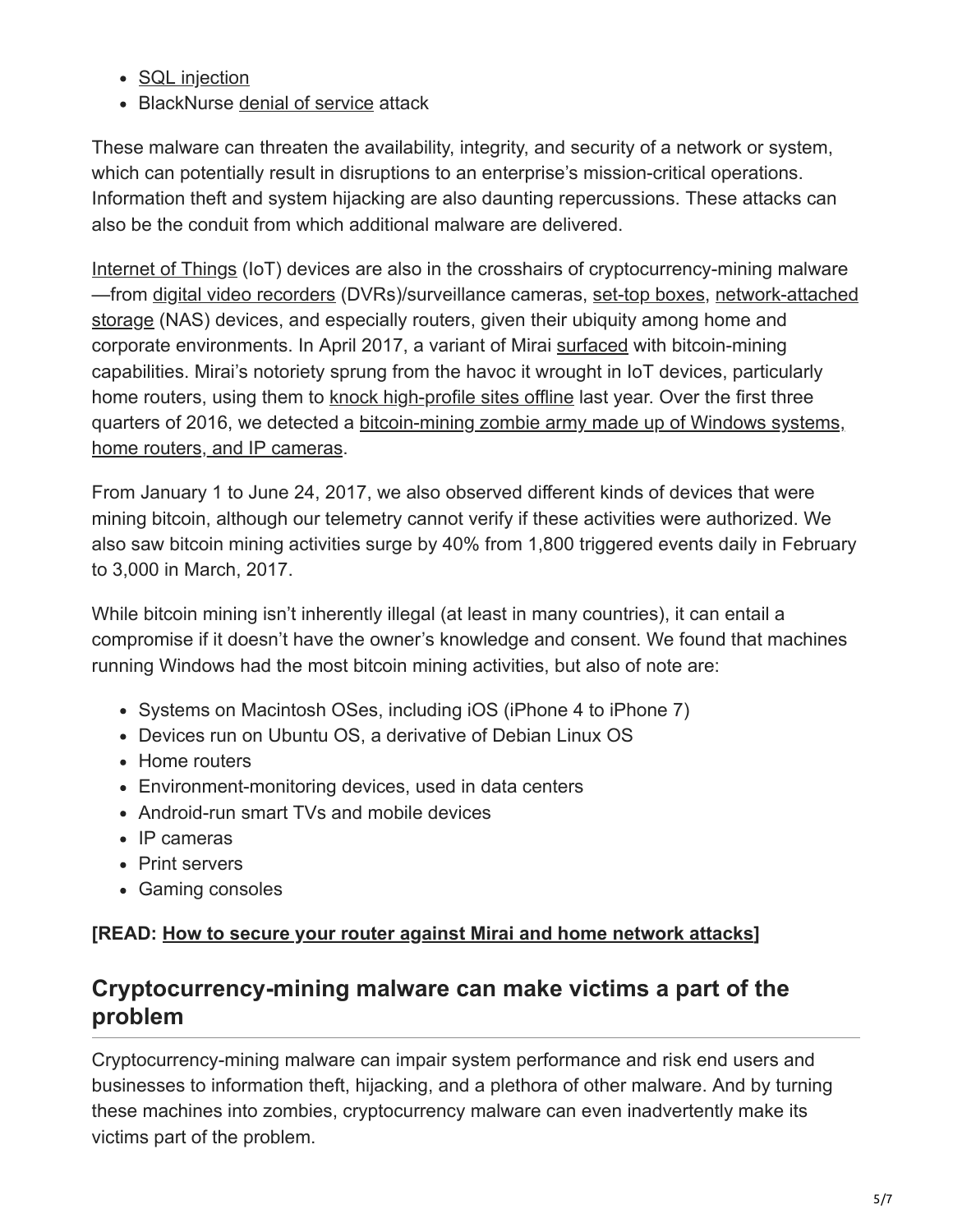- SQL injection
- BlackNurse denial of service attack

These malware can threaten the availability, integrity, and security of a network or system, which can potentially result in disruptions to an enterprise's mission-critical operations. Information theft and system hijacking are also daunting repercussions. These attacks can also be the conduit from which additional malware are delivered.

Internet of Things (IoT) devices are also in the crosshairs of cryptocurrency-mining malware—from digital video recorders (DVRs)/surveillance cameras, set-top boxes, network-attached storage (NAS) devices, and especially routers, given their ubiquity among home and corporate environments. In April 2017, a variant of Mirai surfaced with bitcoin-mining capabilities. Mirai's notoriety sprung from the havoc it wrought in IoT devices, particularly home routers, using them to knock high-profile sites offline last year. Over the first three quarters of 2016, we detected a bitcoin-mining zombie army made up of Windows systems, home routers, and IP cameras.

From January 1 to June 24, 2017, we also observed different kinds of devices that were mining bitcoin, although our telemetry cannot verify if these activities were authorized. We also saw bitcoin mining activities surge by 40% from 1,800 triggered events daily in February to 3,000 in March, 2017.

While bitcoin mining isn't inherently illegal (at least in many countries), it can entail a compromise if it doesn't have the owner's knowledge and consent. We found that machines running Windows had the most bitcoin mining activities, but also of note are:

- Systems on Macintosh OSes, including iOS (iPhone 4 to iPhone 7)
- Devices run on Ubuntu OS, a derivative of Debian Linux OS
- Home routers
- Environment-monitoring devices, used in data centers
- Android-run smart TVs and mobile devices
- IP cameras
- Print servers
- Gaming consoles

**[READ: How to secure your router against Mirai and home network attacks]**

## Cryptocurrency-mining malware can make victims a part of the problem

Cryptocurrency-mining malware can impair system performance and risk end users and businesses to information theft, hijacking, and a plethora of other malware. And by turning these machines into zombies, cryptocurrency malware can even inadvertently make its victims part of the problem.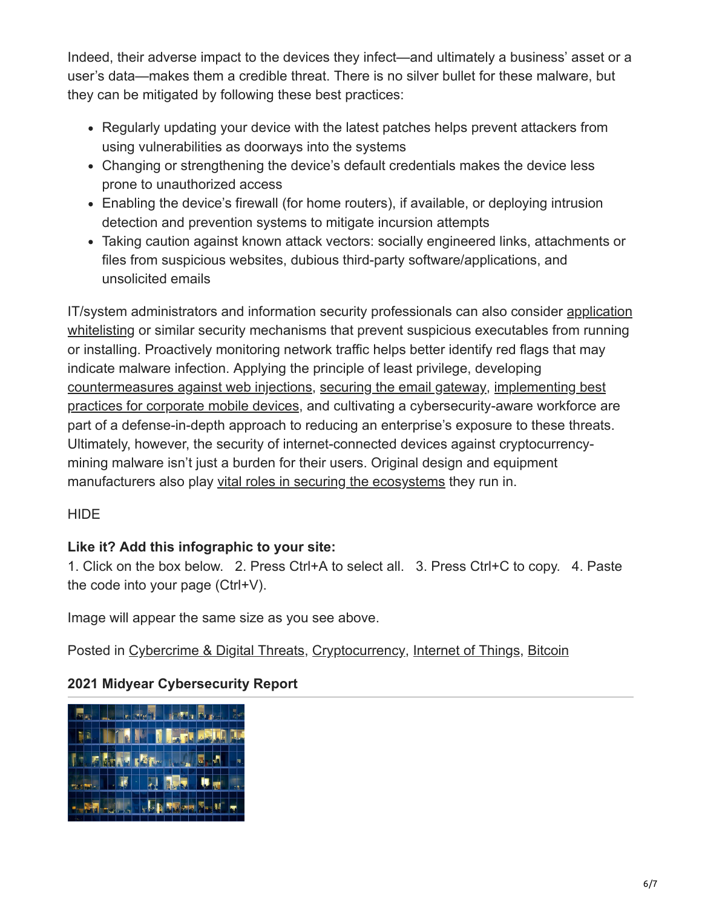Indeed, their adverse impact to the devices they infect—and ultimately a business' asset or a user's data—makes them a credible threat. There is no silver bullet for these malware, but they can be mitigated by following these best practices:

- Regularly updating your device with the latest patches helps prevent attackers from using vulnerabilities as doorways into the systems
- Changing or strengthening the device's default credentials makes the device less prone to unauthorized access
- Enabling the device's firewall (for home routers), if available, or deploying intrusion detection and prevention systems to mitigate incursion attempts
- Taking caution against known attack vectors: socially engineered links, attachments or files from suspicious websites, dubious third-party software/applications, and unsolicited emails

IT/system administrators and information security professionals can also consider application whitelisting or similar security mechanisms that prevent suspicious executables from running or installing. Proactively monitoring network traffic helps better identify red flags that may indicate malware infection. Applying the principle of least privilege, developing countermeasures against web injections, securing the email gateway, implementing best practices for corporate mobile devices, and cultivating a cybersecurity-aware workforce are part of a defense-in-depth approach to reducing an enterprise's exposure to these threats. Ultimately, however, the security of internet-connected devices against cryptocurrency-mining malware isn't just a burden for their users. Original design and equipment manufacturers also play vital roles in securing the ecosystems they run in.

HIDE

**Like it? Add this infographic to your site:**
1. Click on the box below. 2. Press Ctrl+A to select all. 3. Press Ctrl+C to copy. 4. Paste the code into your page (Ctrl+V).

Image will appear the same size as you see above.

Posted in Cybercrime & Digital Threats, Cryptocurrency, Internet of Things, Bitcoin

**2021 Midyear Cybersecurity Report**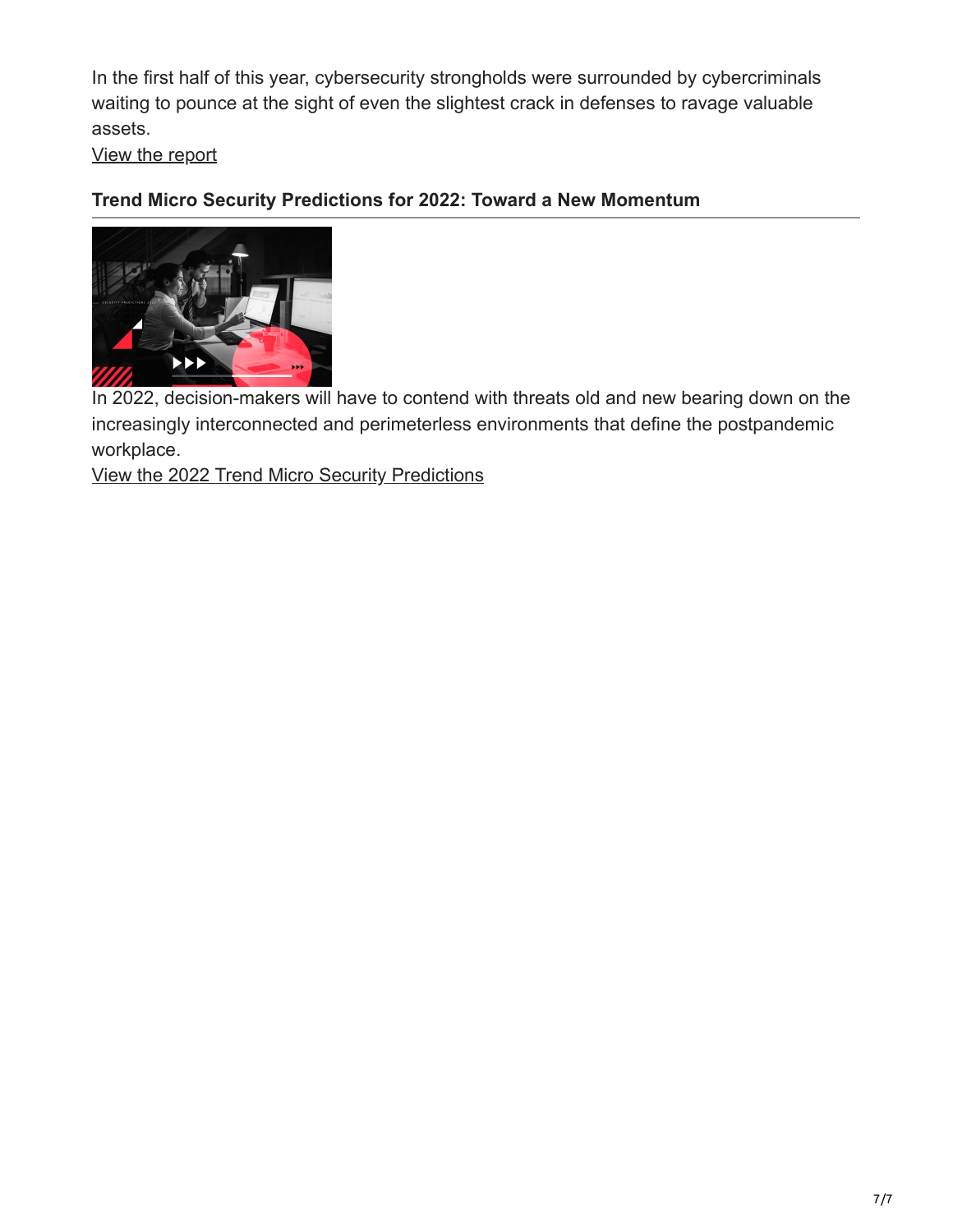In the first half of this year, cybersecurity strongholds were surrounded by cybercriminals waiting to pounce at the sight of even the slightest crack in defenses to ravage valuable assets.
View the report

### Trend Micro Security Predictions for 2022: Toward a New Momentum

In 2022, decision-makers will have to contend with threats old and new bearing down on the increasingly interconnected and perimeterless environments that define the postpandemic workplace.
View the 2022 Trend Micro Security Predictions